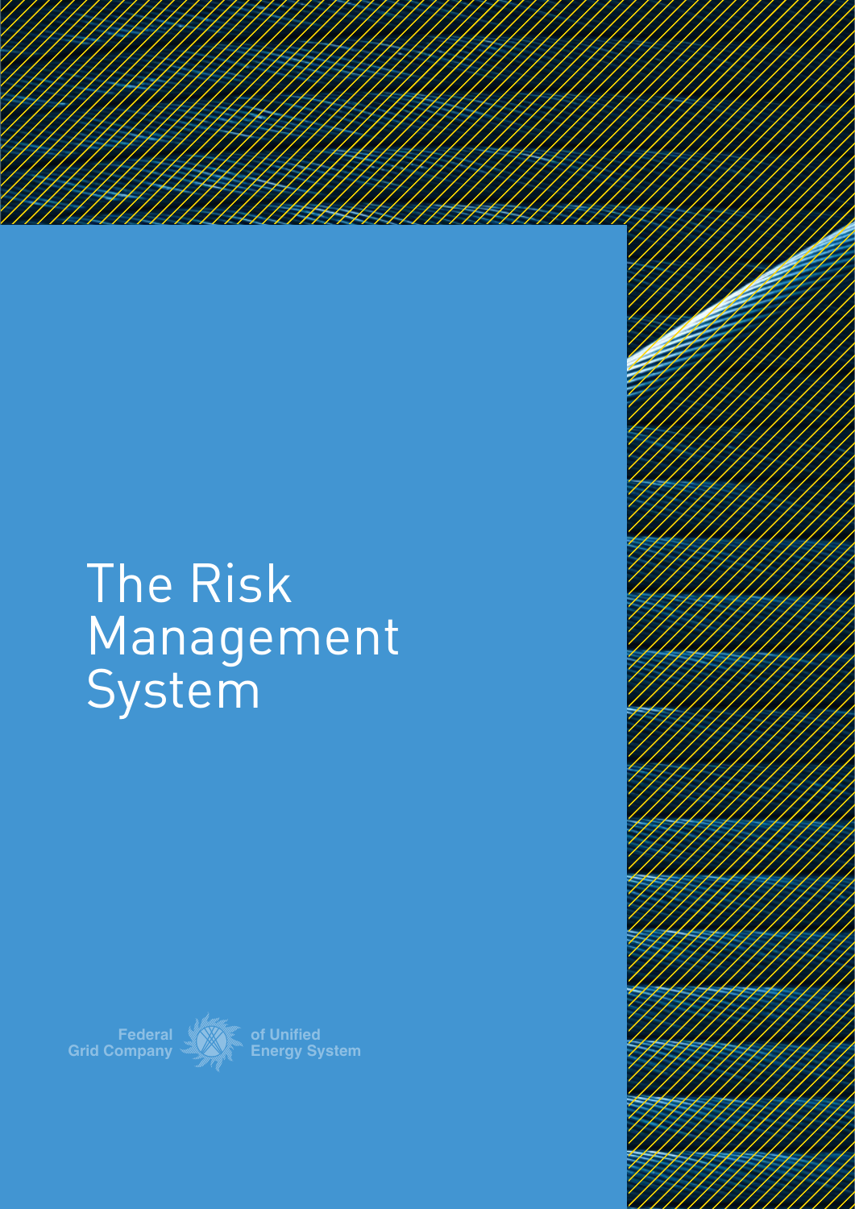# The Risk Management System

Federal Grid Company of Unified Energy System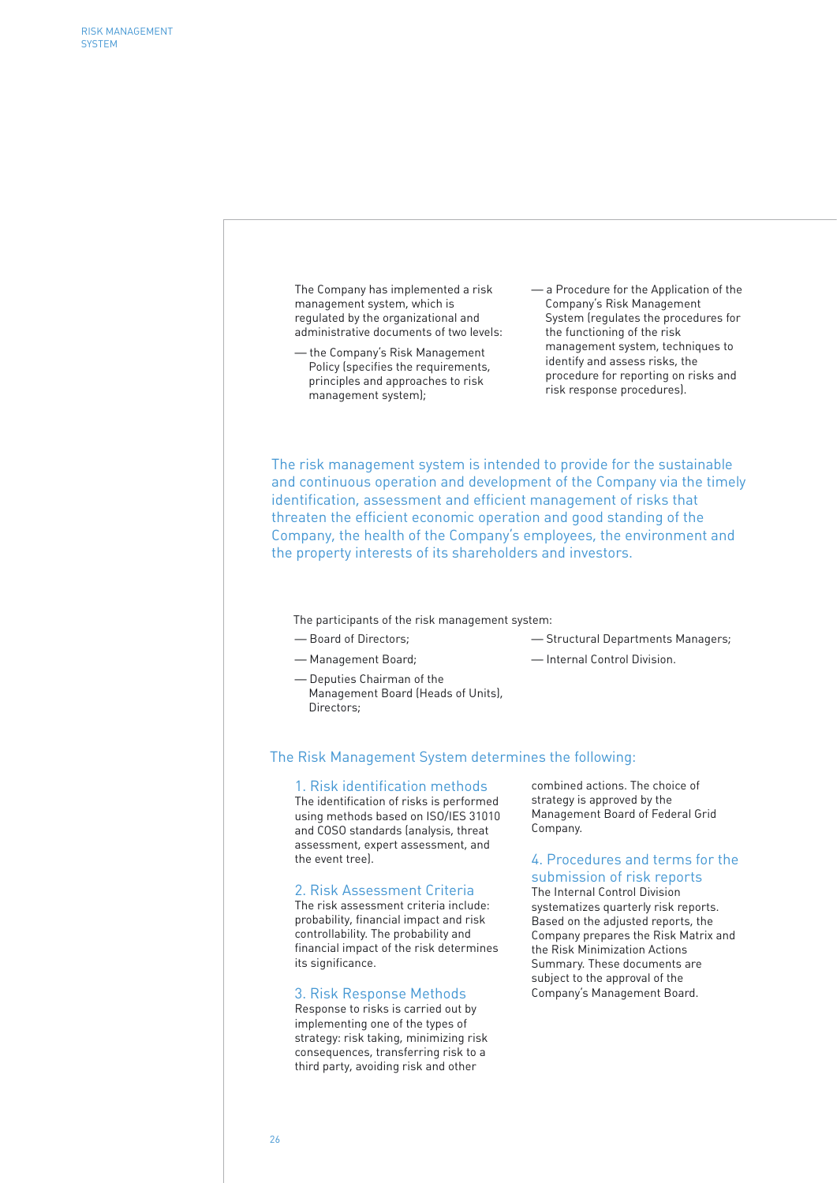The Company has implemented a risk management system, which is regulated by the organizational and administrative documents of two levels:

- the Company's Risk Management Policy (specifies the requirements, principles and approaches to risk management system);
- a Procedure for the Application of the Company's Risk Management System (regulates the procedures for the functioning of the risk management system, techniques to identify and assess risks, the procedure for reporting on risks and risk response procedures).

The risk management system is intended to provide for the sustainable and continuous operation and development of the Company via the timely identification, assessment and efficient management of risks that threaten the efficient economic operation and good standing of the Company, the health of the Company's employees, the environment and the property interests of its shareholders and investors.

The participants of the risk management system:

- Board of Directors;
- Management Board;
- Deputies Chairman of the Management Board (Heads of Units), Directors;
- Structural Departments Managers;
- Internal Control Division.

## The Risk Management System determines the following:

### 1. Risk identification methods

The identification of risks is performed using methods based on ISO/IES 31010 and COSO standards (analysis, threat assessment, expert assessment, and the event tree).

### 2. Risk Assessment Criteria

The risk assessment criteria include: probability, financial impact and risk controllability. The probability and financial impact of the risk determines its significance.

### 3. Risk Response Methods

Response to risks is carried out by implementing one of the types of strategy: risk taking, minimizing risk consequences, transferring risk to a third party, avoiding risk and other combined actions. The choice of strategy is approved by the Management Board of Federal Grid Company.

### 4. Procedures and terms for the submission of risk reports

The Internal Control Division systematizes quarterly risk reports. Based on the adjusted reports, the Company prepares the Risk Matrix and the Risk Minimization Actions Summary. These documents are subject to the approval of the Company's Management Board.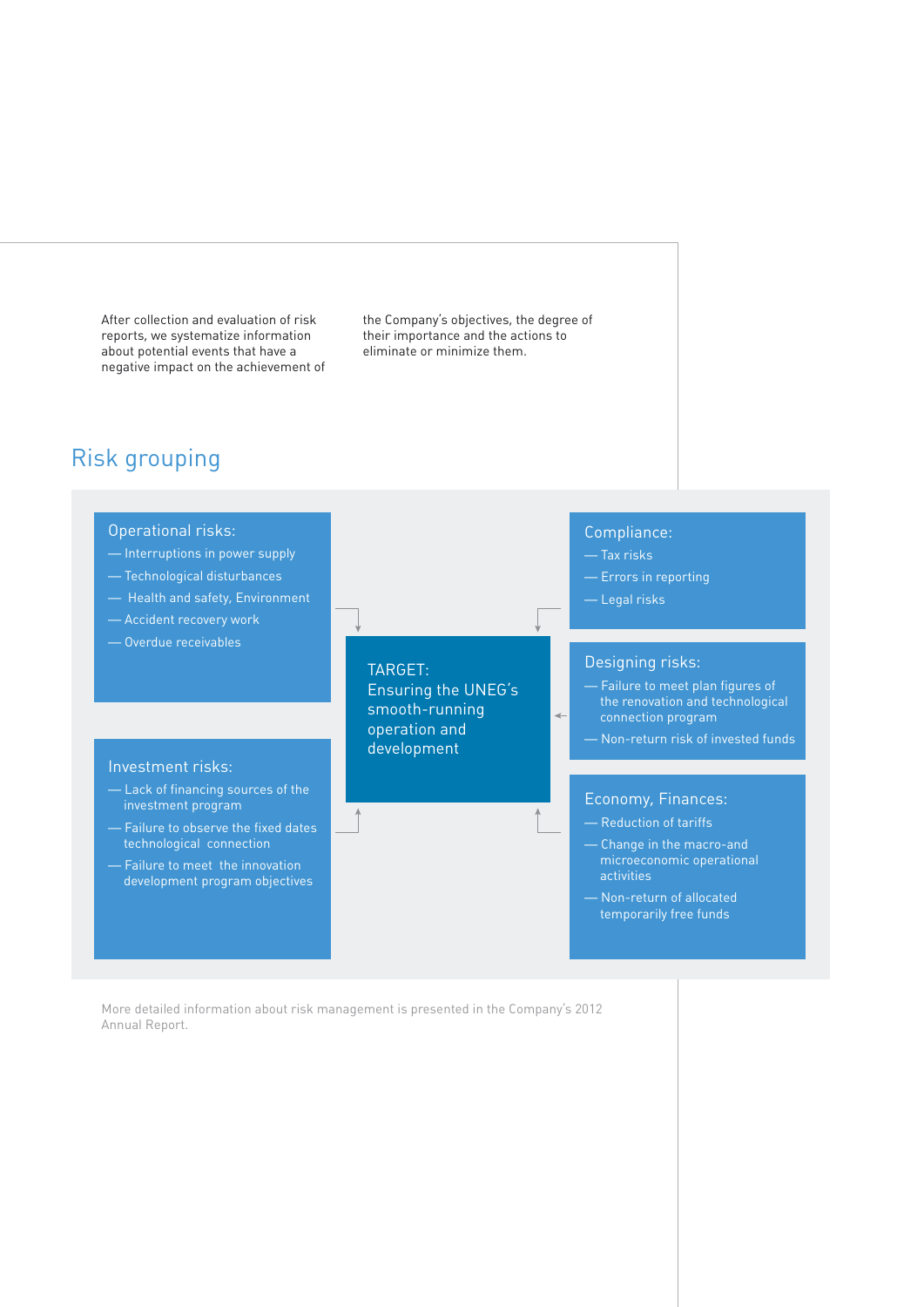After collection and evaluation of risk reports, we systematize information about potential events that have a negative impact on the achievement of the Company's objectives, the degree of their importance and the actions to eliminate or minimize them.

## Risk grouping

**Operational risks:**
- Interruptions in power supply
- Technological disturbances
- Health and safety, Environment
- Accident recovery work
- Overdue receivables

**Investment risks:**
- Lack of financing sources of the investment program
- Failure to observe the fixed dates technological connection
- Failure to meet the innovation development program objectives

**TARGET:**
Ensuring the UNEG's smooth-running operation and development

**Compliance:**
- Tax risks
- Errors in reporting
- Legal risks

**Designing risks:**
- Failure to meet plan figures of the renovation and technological connection program
- Non-return risk of invested funds

**Economy, Finances:**
- Reduction of tariffs
- Change in the macro-and microeconomic operational activities
- Non-return of allocated temporarily free funds

More detailed information about risk management is presented in the Company's 2012 Annual Report.